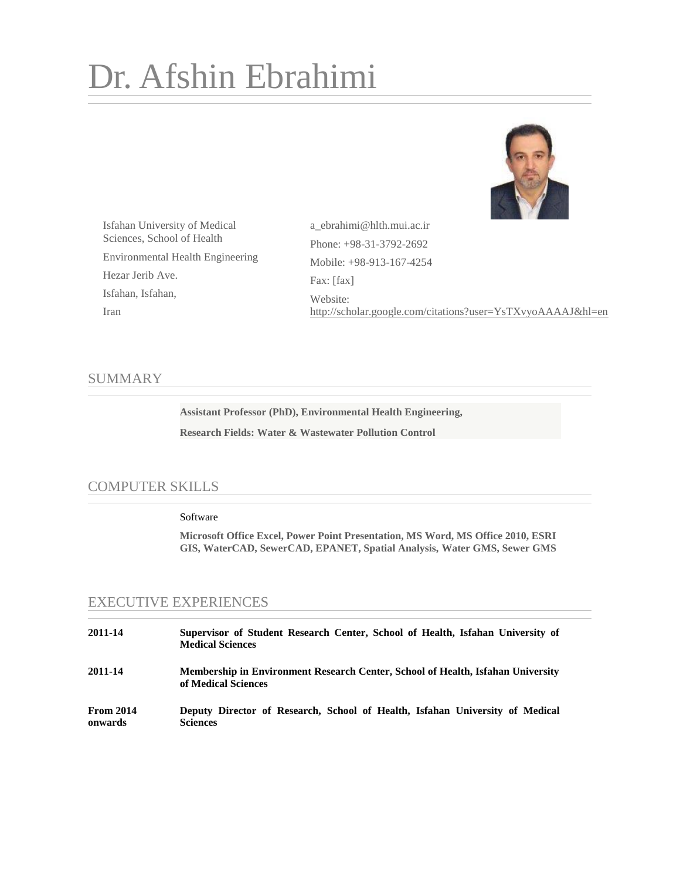# Dr. Afshin Ebrahimi

Isfahan University of Medical Sciences, School of Health

Environmental Health Engineering

Hezar Jerib Ave.

Isfahan, Isfahan,

Iran

a_ebrahimi@hlth.mui.ac.ir

Phone: +98-31-3792-2692

Mobile: +98-913-167-4254

Fax: [fax]

Website: http://scholar.google.com/citations?user=YsTXvyoAAAAJ&hl=en

## SUMMARY

**Assistant Professor (PhD), Environmental Health Engineering,**

**Research Fields: Water & Wastewater Pollution Control**

## COMPUTER SKILLS

Software

**Microsoft Office Excel, Power Point Presentation, MS Word, MS Office 2010, ESRI GIS, WaterCAD, SewerCAD, EPANET, Spatial Analysis, Water GMS, Sewer GMS**

## EXECUTIVE EXPERIENCES

**2011-14** — **Supervisor of Student Research Center, School of Health, Isfahan University of Medical Sciences**

**2011-14** — **Membership in Environment Research Center, School of Health, Isfahan University of Medical Sciences**

**From 2014 onwards** — **Deputy Director of Research, School of Health, Isfahan University of Medical Sciences**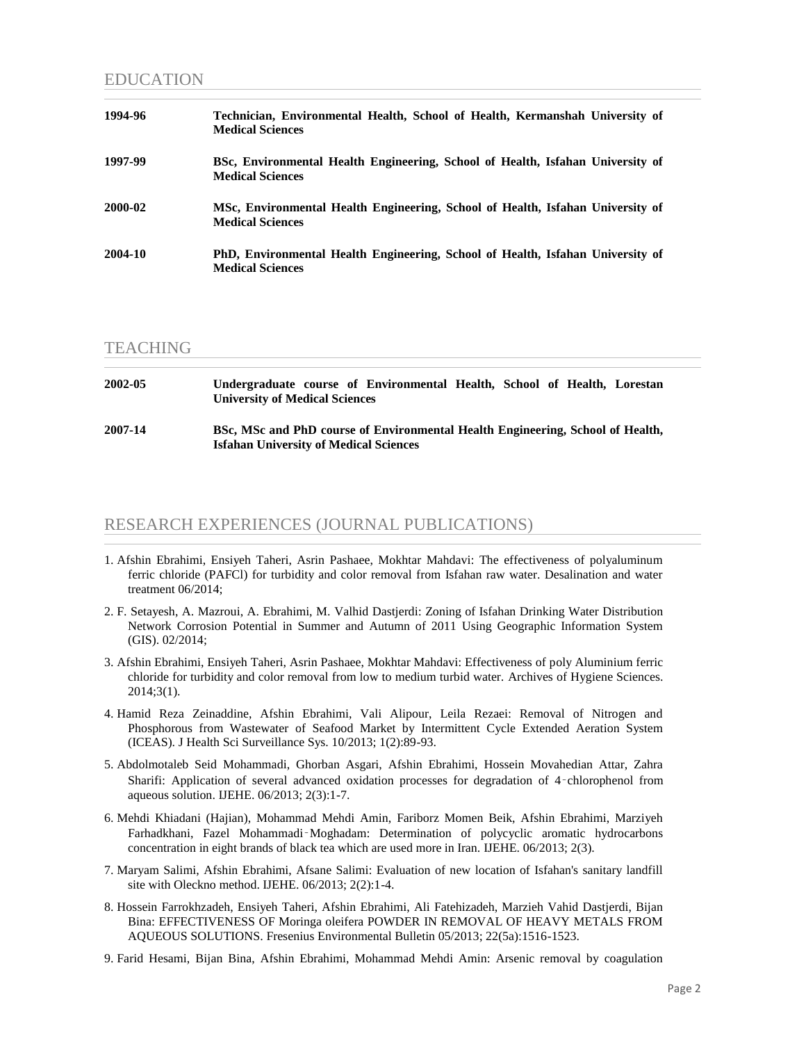## EDUCATION

**1994-96** **Technician, Environmental Health, School of Health, Kermanshah University of Medical Sciences**

**1997-99** **BSc, Environmental Health Engineering, School of Health, Isfahan University of Medical Sciences**

**2000-02** **MSc, Environmental Health Engineering, School of Health, Isfahan University of Medical Sciences**

**2004-10** **PhD, Environmental Health Engineering, School of Health, Isfahan University of Medical Sciences**

## TEACHING

**2002-05** **Undergraduate course of Environmental Health, School of Health, Lorestan University of Medical Sciences**

**2007-14** **BSc, MSc and PhD course of Environmental Health Engineering, School of Health, Isfahan University of Medical Sciences**

## RESEARCH EXPERIENCES (JOURNAL PUBLICATIONS)

1. Afshin Ebrahimi, Ensiyeh Taheri, Asrin Pashaee, Mokhtar Mahdavi: The effectiveness of polyaluminum ferric chloride (PAFCl) for turbidity and color removal from Isfahan raw water. Desalination and water treatment 06/2014;
2. F. Setayesh, A. Mazroui, A. Ebrahimi, M. Valhid Dastjerdi: Zoning of Isfahan Drinking Water Distribution Network Corrosion Potential in Summer and Autumn of 2011 Using Geographic Information System (GIS). 02/2014;
3. Afshin Ebrahimi, Ensiyeh Taheri, Asrin Pashaee, Mokhtar Mahdavi: Effectiveness of poly Aluminium ferric chloride for turbidity and color removal from low to medium turbid water. Archives of Hygiene Sciences. 2014;3(1).
4. Hamid Reza Zeinaddine, Afshin Ebrahimi, Vali Alipour, Leila Rezaei: Removal of Nitrogen and Phosphorous from Wastewater of Seafood Market by Intermittent Cycle Extended Aeration System (ICEAS). J Health Sci Surveillance Sys. 10/2013; 1(2):89-93.
5. Abdolmotaleb Seid Mohammadi, Ghorban Asgari, Afshin Ebrahimi, Hossein Movahedian Attar, Zahra Sharifi: Application of several advanced oxidation processes for degradation of 4‑chlorophenol from aqueous solution. IJEHE. 06/2013; 2(3):1-7.
6. Mehdi Khiadani (Hajian), Mohammad Mehdi Amin, Fariborz Momen Beik, Afshin Ebrahimi, Marziyeh Farhadkhani, Fazel Mohammadi‑Moghadam: Determination of polycyclic aromatic hydrocarbons concentration in eight brands of black tea which are used more in Iran. IJEHE. 06/2013; 2(3).
7. Maryam Salimi, Afshin Ebrahimi, Afsane Salimi: Evaluation of new location of Isfahan's sanitary landfill site with Oleckno method. IJEHE. 06/2013; 2(2):1-4.
8. Hossein Farrokhzadeh, Ensiyeh Taheri, Afshin Ebrahimi, Ali Fatehizadeh, Marzieh Vahid Dastjerdi, Bijan Bina: EFFECTIVENESS OF Moringa oleifera POWDER IN REMOVAL OF HEAVY METALS FROM AQUEOUS SOLUTIONS. Fresenius Environmental Bulletin 05/2013; 22(5a):1516-1523.
9. Farid Hesami, Bijan Bina, Afshin Ebrahimi, Mohammad Mehdi Amin: Arsenic removal by coagulation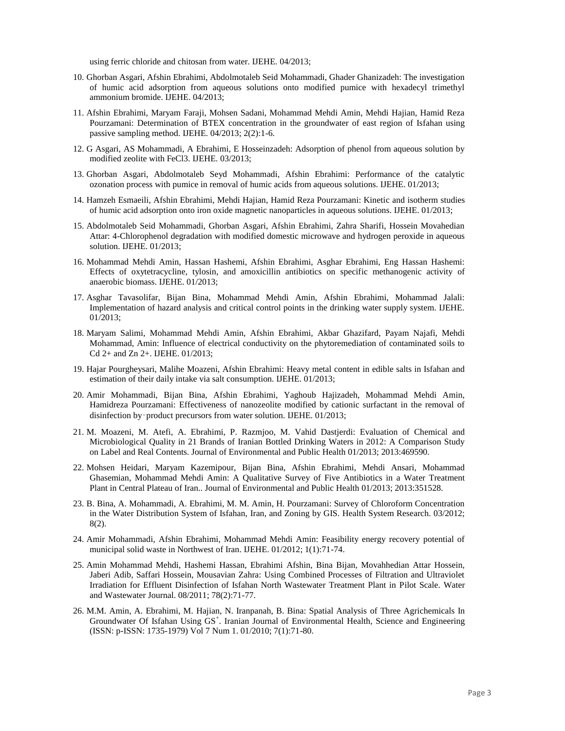using ferric chloride and chitosan from water. IJEHE. 04/2013;

10. Ghorban Asgari, Afshin Ebrahimi, Abdolmotaleb Seid Mohammadi, Ghader Ghanizadeh: The investigation of humic acid adsorption from aqueous solutions onto modified pumice with hexadecyl trimethyl ammonium bromide. IJEHE. 04/2013;
11. Afshin Ebrahimi, Maryam Faraji, Mohsen Sadani, Mohammad Mehdi Amin, Mehdi Hajian, Hamid Reza Pourzamani: Determination of BTEX concentration in the groundwater of east region of Isfahan using passive sampling method. IJEHE. 04/2013; 2(2):1-6.
12. G Asgari, AS Mohammadi, A Ebrahimi, E Hosseinzadeh: Adsorption of phenol from aqueous solution by modified zeolite with $FeCl_3$. IJEHE. 03/2013;
13. Ghorban Asgari, Abdolmotaleb Seyd Mohammadi, Afshin Ebrahimi: Performance of the catalytic ozonation process with pumice in removal of humic acids from aqueous solutions. IJEHE. 01/2013;
14. Hamzeh Esmaeili, Afshin Ebrahimi, Mehdi Hajian, Hamid Reza Pourzamani: Kinetic and isotherm studies of humic acid adsorption onto iron oxide magnetic nanoparticles in aqueous solutions. IJEHE. 01/2013;
15. Abdolmotaleb Seid Mohammadi, Ghorban Asgari, Afshin Ebrahimi, Zahra Sharifi, Hossein Movahedian Attar: 4-Chlorophenol degradation with modified domestic microwave and hydrogen peroxide in aqueous solution. IJEHE. 01/2013;
16. Mohammad Mehdi Amin, Hassan Hashemi, Afshin Ebrahimi, Asghar Ebrahimi, Eng Hassan Hashemi: Effects of oxytetracycline, tylosin, and amoxicillin antibiotics on specific methanogenic activity of anaerobic biomass. IJEHE. 01/2013;
17. Asghar Tavasolifar, Bijan Bina, Mohammad Mehdi Amin, Afshin Ebrahimi, Mohammad Jalali: Implementation of hazard analysis and critical control points in the drinking water supply system. IJEHE. 01/2013;
18. Maryam Salimi, Mohammad Mehdi Amin, Afshin Ebrahimi, Akbar Ghazifard, Payam Najafi, Mehdi Mohammad, Amin: Influence of electrical conductivity on the phytoremediation of contaminated soils to $Cd^{2+}$ and $Zn^{2+}$. IJEHE. 01/2013;
19. Hajar Pourgheysari, Malihe Moazeni, Afshin Ebrahimi: Heavy metal content in edible salts in Isfahan and estimation of their daily intake via salt consumption. IJEHE. 01/2013;
20. Amir Mohammadi, Bijan Bina, Afshin Ebrahimi, Yaghoub Hajizadeh, Mohammad Mehdi Amin, Hamidreza Pourzamani: Effectiveness of nanozeolite modified by cationic surfactant in the removal of disinfection by‑product precursors from water solution. IJEHE. 01/2013;
21. M. Moazeni, M. Atefi, A. Ebrahimi, P. Razmjoo, M. Vahid Dastjerdi: Evaluation of Chemical and Microbiological Quality in 21 Brands of Iranian Bottled Drinking Waters in 2012: A Comparison Study on Label and Real Contents. Journal of Environmental and Public Health 01/2013; 2013:469590.
22. Mohsen Heidari, Maryam Kazemipour, Bijan Bina, Afshin Ebrahimi, Mehdi Ansari, Mohammad Ghasemian, Mohammad Mehdi Amin: A Qualitative Survey of Five Antibiotics in a Water Treatment Plant in Central Plateau of Iran.. Journal of Environmental and Public Health 01/2013; 2013:351528.
23. B. Bina, A. Mohammadi, A. Ebrahimi, M. M. Amin, H. Pourzamani: Survey of Chloroform Concentration in the Water Distribution System of Isfahan, Iran, and Zoning by GIS. Health System Research. 03/2012; 8(2).
24. Amir Mohammadi, Afshin Ebrahimi, Mohammad Mehdi Amin: Feasibility energy recovery potential of municipal solid waste in Northwest of Iran. IJEHE. 01/2012; 1(1):71-74.
25. Amin Mohammad Mehdi, Hashemi Hassan, Ebrahimi Afshin, Bina Bijan, Movahhedian Attar Hossein, Jaberi Adib, Saffari Hossein, Mousavian Zahra: Using Combined Processes of Filtration and Ultraviolet Irradiation for Effluent Disinfection of Isfahan North Wastewater Treatment Plant in Pilot Scale. Water and Wastewater Journal. 08/2011; 78(2):71-77.
26. M.M. Amin, A. Ebrahimi, M. Hajian, N. Iranpanah, B. Bina: Spatial Analysis of Three Agrichemicals In Groundwater Of Isfahan Using $GS^{+}$. Iranian Journal of Environmental Health, Science and Engineering (ISSN: p-ISSN: 1735-1979) Vol 7 Num 1. 01/2010; 7(1):71-80.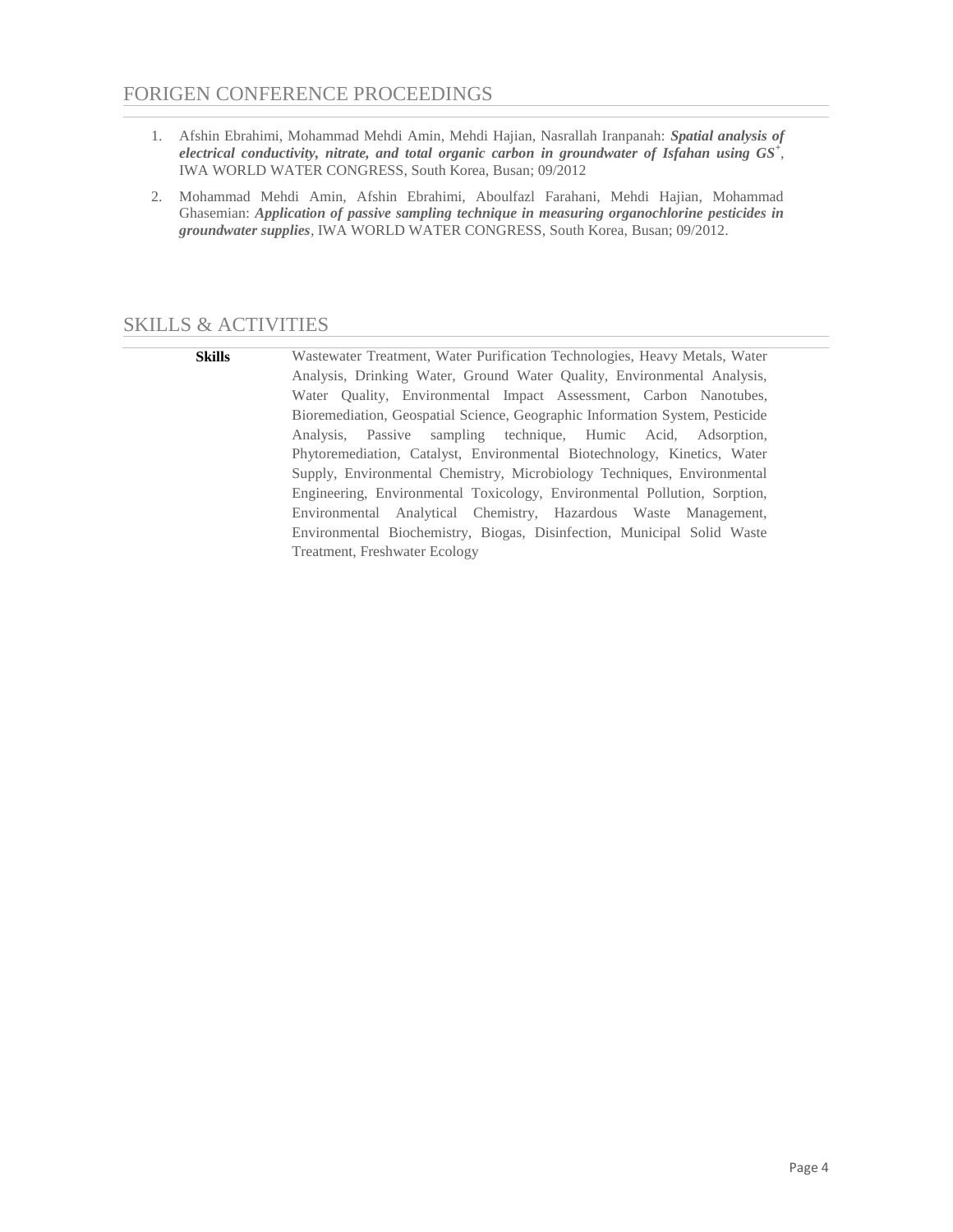## FORIGEN CONFERENCE PROCEEDINGS

1. Afshin Ebrahimi, Mohammad Mehdi Amin, Mehdi Hajian, Nasrallah Iranpanah: ***Spatial analysis of electrical conductivity, nitrate, and total organic carbon in groundwater of Isfahan using GS****[+]*, IWA WORLD WATER CONGRESS, South Korea, Busan; 09/2012

2. Mohammad Mehdi Amin, Afshin Ebrahimi, Aboulfazl Farahani, Mehdi Hajian, Mohammad Ghasemian: ***Application of passive sampling technique in measuring organochlorine pesticides in groundwater supplies***, IWA WORLD WATER CONGRESS, South Korea, Busan; 09/2012.

## SKILLS & ACTIVITIES

**Skills** Wastewater Treatment, Water Purification Technologies, Heavy Metals, Water Analysis, Drinking Water, Ground Water Quality, Environmental Analysis, Water Quality, Environmental Impact Assessment, Carbon Nanotubes, Bioremediation, Geospatial Science, Geographic Information System, Pesticide Analysis, Passive sampling technique, Humic Acid, Adsorption, Phytoremediation, Catalyst, Environmental Biotechnology, Kinetics, Water Supply, Environmental Chemistry, Microbiology Techniques, Environmental Engineering, Environmental Toxicology, Environmental Pollution, Sorption, Environmental Analytical Chemistry, Hazardous Waste Management, Environmental Biochemistry, Biogas, Disinfection, Municipal Solid Waste Treatment, Freshwater Ecology